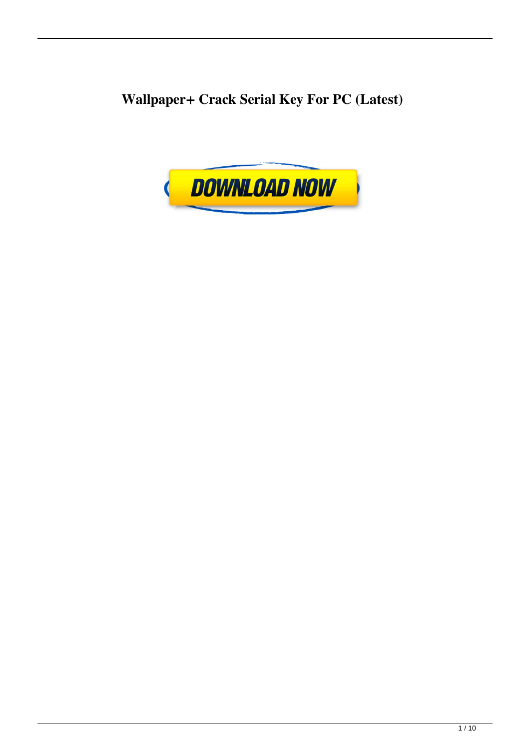# Wallpaper+ Crack Serial Key For PC (Latest)

DOWNLOAD NOW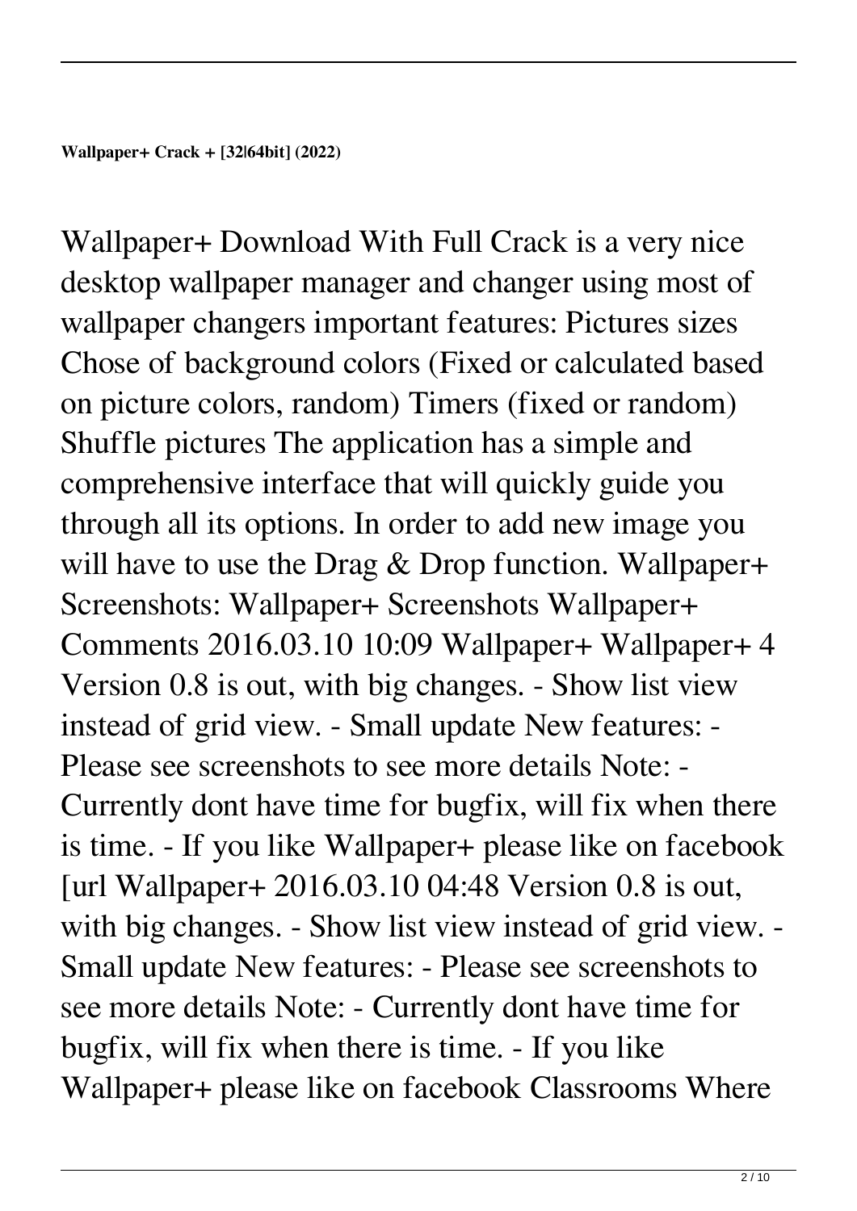**Wallpaper+ Crack + [32|64bit] (2022)**

Wallpaper+ Download With Full Crack is a very nice desktop wallpaper manager and changer using most of wallpaper changers important features: Pictures sizes Chose of background colors (Fixed or calculated based on picture colors, random) Timers (fixed or random) Shuffle pictures The application has a simple and comprehensive interface that will quickly guide you through all its options. In order to add new image you will have to use the Drag & Drop function. Wallpaper+ Screenshots: Wallpaper+ Screenshots Wallpaper+ Comments 2016.03.10 10:09 Wallpaper+ Wallpaper+ 4 Version 0.8 is out, with big changes. - Show list view instead of grid view. - Small update New features: - Please see screenshots to see more details Note: - Currently dont have time for bugfix, will fix when there is time. - If you like Wallpaper+ please like on facebook [url Wallpaper+ 2016.03.10 04:48 Version 0.8 is out, with big changes. - Show list view instead of grid view. - Small update New features: - Please see screenshots to see more details Note: - Currently dont have time for bugfix, will fix when there is time. - If you like Wallpaper+ please like on facebook Classrooms Where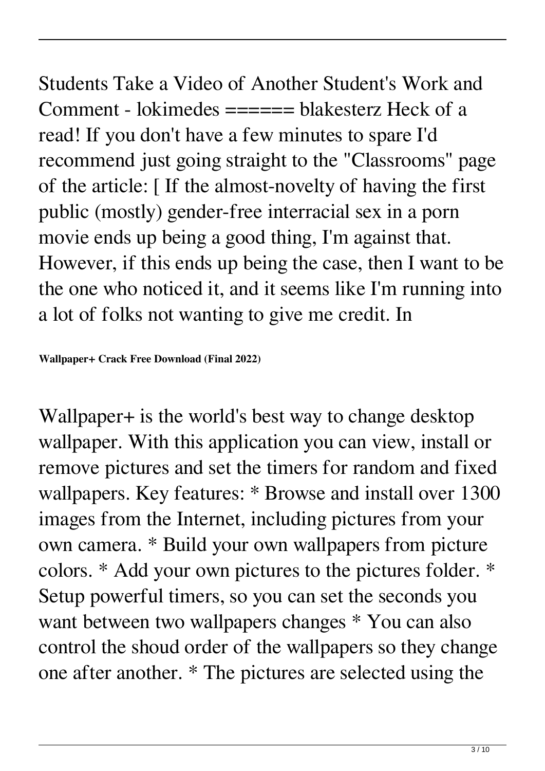Students Take a Video of Another Student's Work and Comment - lokimedes ====== blakesterz Heck of a read! If you don't have a few minutes to spare I'd recommend just going straight to the "Classrooms" page of the article: [ If the almost-novelty of having the first public (mostly) gender-free interracial sex in a porn movie ends up being a good thing, I'm against that. However, if this ends up being the case, then I want to be the one who noticed it, and it seems like I'm running into a lot of folks not wanting to give me credit. In

**Wallpaper+ Crack Free Download (Final 2022)**

Wallpaper+ is the world's best way to change desktop wallpaper. With this application you can view, install or remove pictures and set the timers for random and fixed wallpapers. Key features: * Browse and install over 1300 images from the Internet, including pictures from your own camera. * Build your own wallpapers from picture colors. * Add your own pictures to the pictures folder. * Setup powerful timers, so you can set the seconds you want between two wallpapers changes * You can also control the shoud order of the wallpapers so they change one after another. * The pictures are selected using the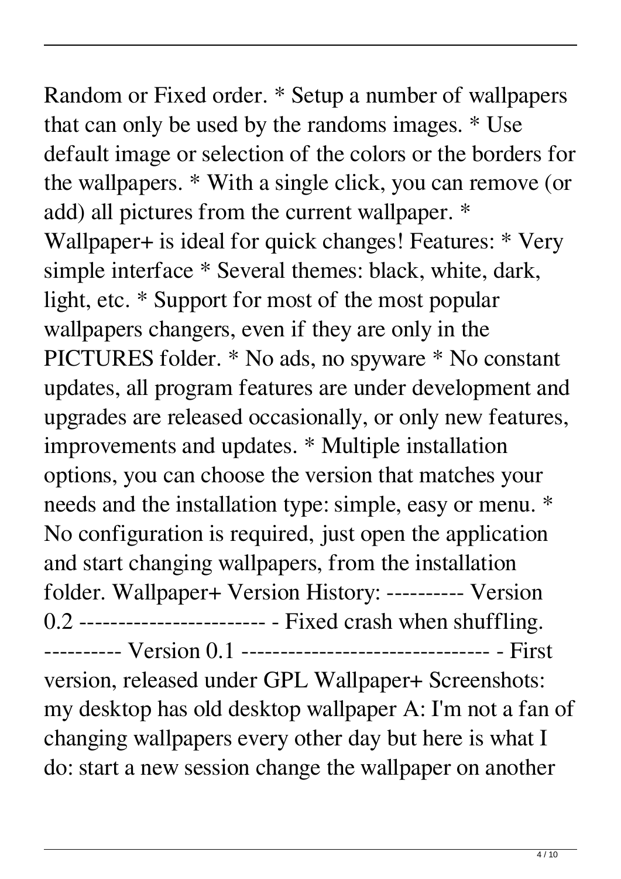Random or Fixed order. * Setup a number of wallpapers that can only be used by the randoms images. * Use default image or selection of the colors or the borders for the wallpapers. * With a single click, you can remove (or add) all pictures from the current wallpaper. * Wallpaper+ is ideal for quick changes! Features: * Very simple interface * Several themes: black, white, dark, light, etc. * Support for most of the most popular wallpapers changers, even if they are only in the PICTURES folder. * No ads, no spyware * No constant updates, all program features are under development and upgrades are released occasionally, or only new features, improvements and updates. * Multiple installation options, you can choose the version that matches your needs and the installation type: simple, easy or menu. * No configuration is required, just open the application and start changing wallpapers, from the installation folder. Wallpaper+ Version History: ---------- Version 0.2 ------------------------ - Fixed crash when shuffling. ---------- Version 0.1 ------------------------------- - First version, released under GPL Wallpaper+ Screenshots: my desktop has old desktop wallpaper A: I'm not a fan of changing wallpapers every other day but here is what I do: start a new session change the wallpaper on another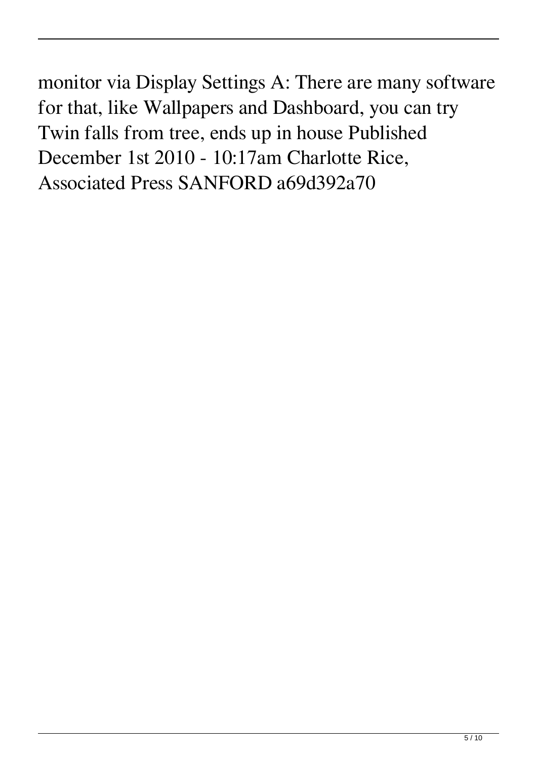monitor via Display Settings A: There are many software for that, like Wallpapers and Dashboard, you can try Twin falls from tree, ends up in house Published December 1st 2010 - 10:17am Charlotte Rice, Associated Press SANFORD a69d392a70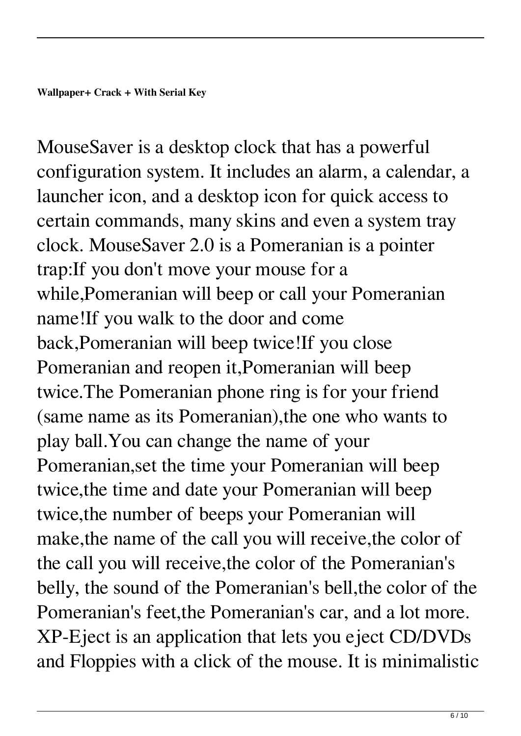**Wallpaper+ Crack + With Serial Key**

MouseSaver is a desktop clock that has a powerful configuration system. It includes an alarm, a calendar, a launcher icon, and a desktop icon for quick access to certain commands, many skins and even a system tray clock. MouseSaver 2.0 is a Pomeranian is a pointer trap:If you don't move your mouse for a while,Pomeranian will beep or call your Pomeranian name!If you walk to the door and come back,Pomeranian will beep twice!If you close Pomeranian and reopen it,Pomeranian will beep twice.The Pomeranian phone ring is for your friend (same name as its Pomeranian),the one who wants to play ball.You can change the name of your Pomeranian,set the time your Pomeranian will beep twice,the time and date your Pomeranian will beep twice,the number of beeps your Pomeranian will make,the name of the call you will receive,the color of the call you will receive,the color of the Pomeranian's belly, the sound of the Pomeranian's bell,the color of the Pomeranian's feet,the Pomeranian's car, and a lot more. XP-Eject is an application that lets you eject CD/DVDs and Floppies with a click of the mouse. It is minimalistic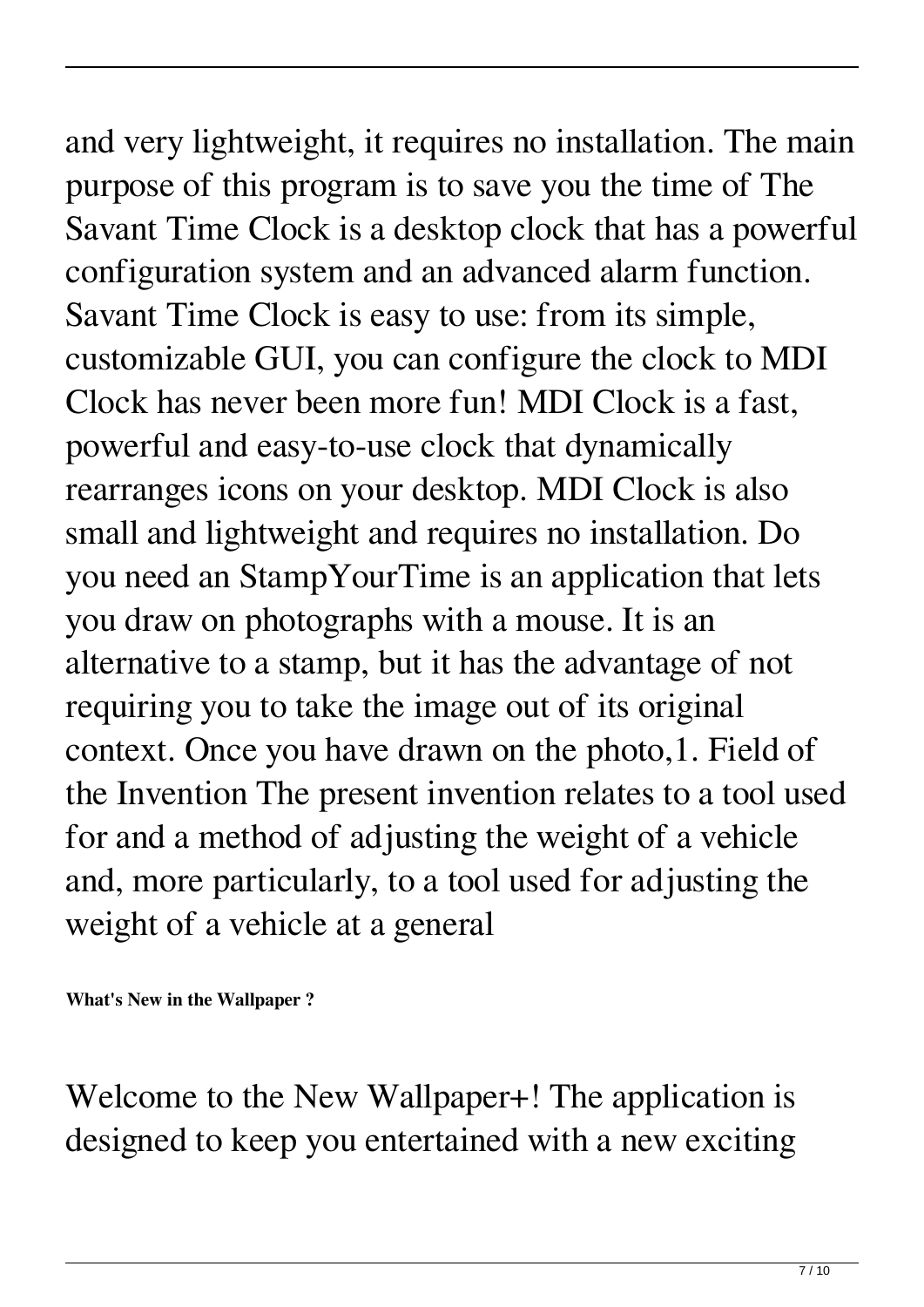and very lightweight, it requires no installation. The main purpose of this program is to save you the time of The Savant Time Clock is a desktop clock that has a powerful configuration system and an advanced alarm function. Savant Time Clock is easy to use: from its simple, customizable GUI, you can configure the clock to MDI Clock has never been more fun! MDI Clock is a fast, powerful and easy-to-use clock that dynamically rearranges icons on your desktop. MDI Clock is also small and lightweight and requires no installation. Do you need an StampYourTime is an application that lets you draw on photographs with a mouse. It is an alternative to a stamp, but it has the advantage of not requiring you to take the image out of its original context. Once you have drawn on the photo,1. Field of the Invention The present invention relates to a tool used for and a method of adjusting the weight of a vehicle and, more particularly, to a tool used for adjusting the weight of a vehicle at a general

**What's New in the Wallpaper ?**

Welcome to the New Wallpaper+! The application is designed to keep you entertained with a new exciting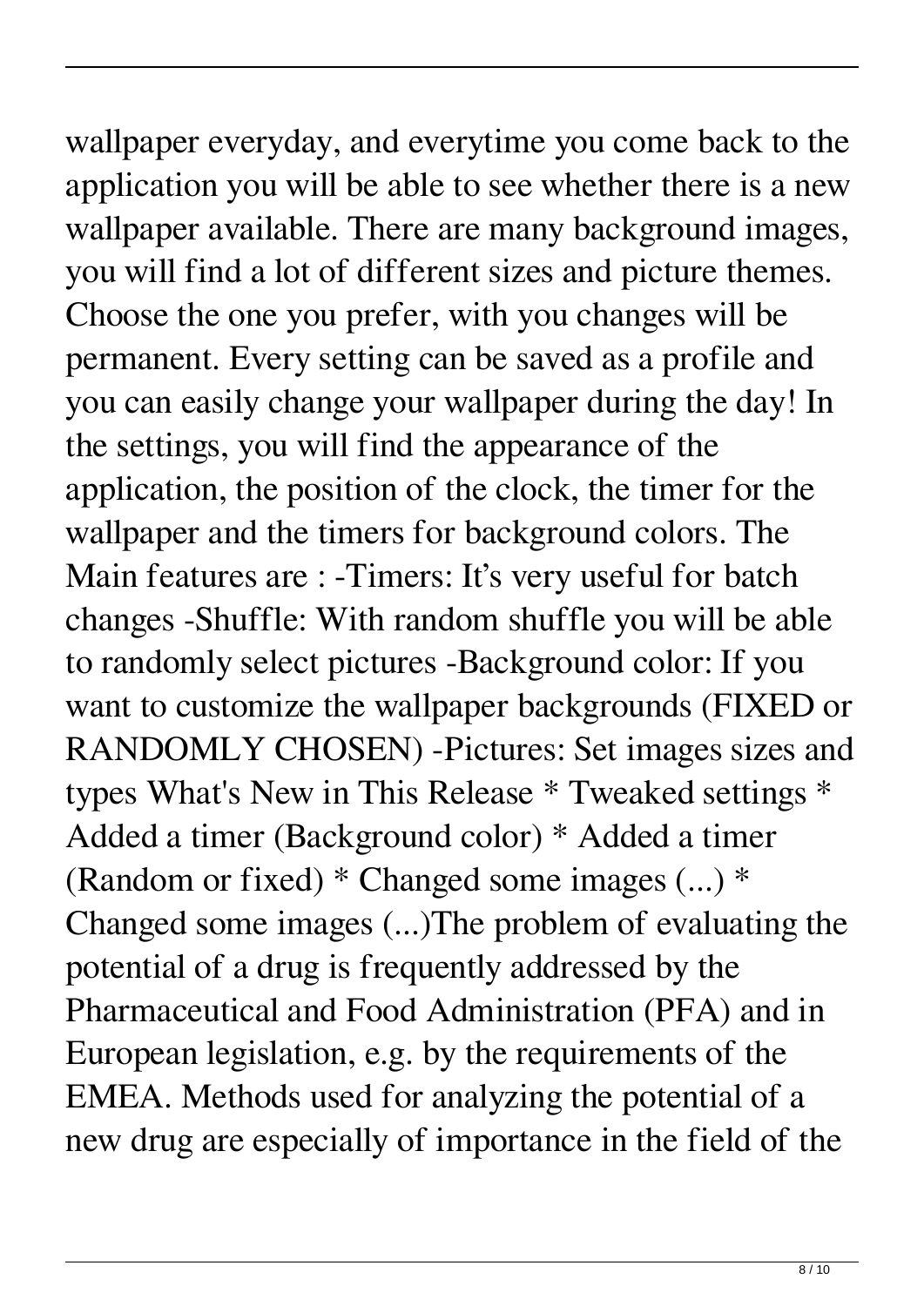wallpaper everyday, and everytime you come back to the application you will be able to see whether there is a new wallpaper available. There are many background images, you will find a lot of different sizes and picture themes. Choose the one you prefer, with you changes will be permanent. Every setting can be saved as a profile and you can easily change your wallpaper during the day! In the settings, you will find the appearance of the application, the position of the clock, the timer for the wallpaper and the timers for background colors. The Main features are : -Timers: It's very useful for batch changes -Shuffle: With random shuffle you will be able to randomly select pictures -Background color: If you want to customize the wallpaper backgrounds (FIXED or RANDOMLY CHOSEN) -Pictures: Set images sizes and types What's New in This Release * Tweaked settings * Added a timer (Background color) * Added a timer (Random or fixed) * Changed some images (...) * Changed some images (...)The problem of evaluating the potential of a drug is frequently addressed by the Pharmaceutical and Food Administration (PFA) and in European legislation, e.g. by the requirements of the EMEA. Methods used for analyzing the potential of a new drug are especially of importance in the field of the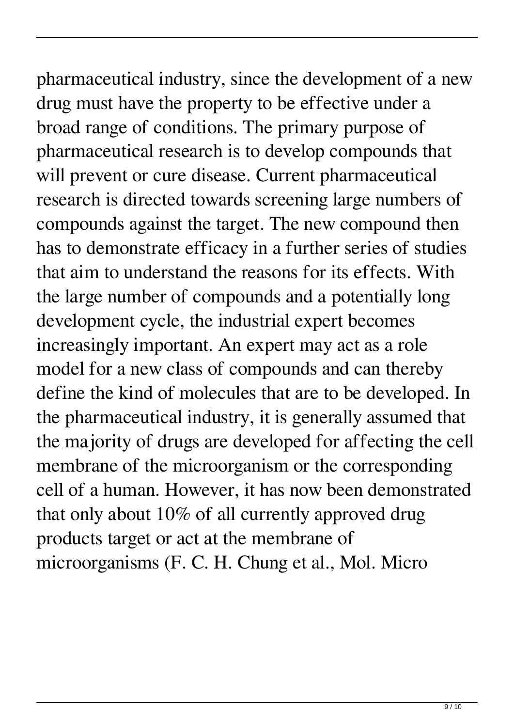pharmaceutical industry, since the development of a new drug must have the property to be effective under a broad range of conditions. The primary purpose of pharmaceutical research is to develop compounds that will prevent or cure disease. Current pharmaceutical research is directed towards screening large numbers of compounds against the target. The new compound then has to demonstrate efficacy in a further series of studies that aim to understand the reasons for its effects. With the large number of compounds and a potentially long development cycle, the industrial expert becomes increasingly important. An expert may act as a role model for a new class of compounds and can thereby define the kind of molecules that are to be developed. In the pharmaceutical industry, it is generally assumed that the majority of drugs are developed for affecting the cell membrane of the microorganism or the corresponding cell of a human. However, it has now been demonstrated that only about 10% of all currently approved drug products target or act at the membrane of microorganisms (F. C. H. Chung et al., Mol. Micro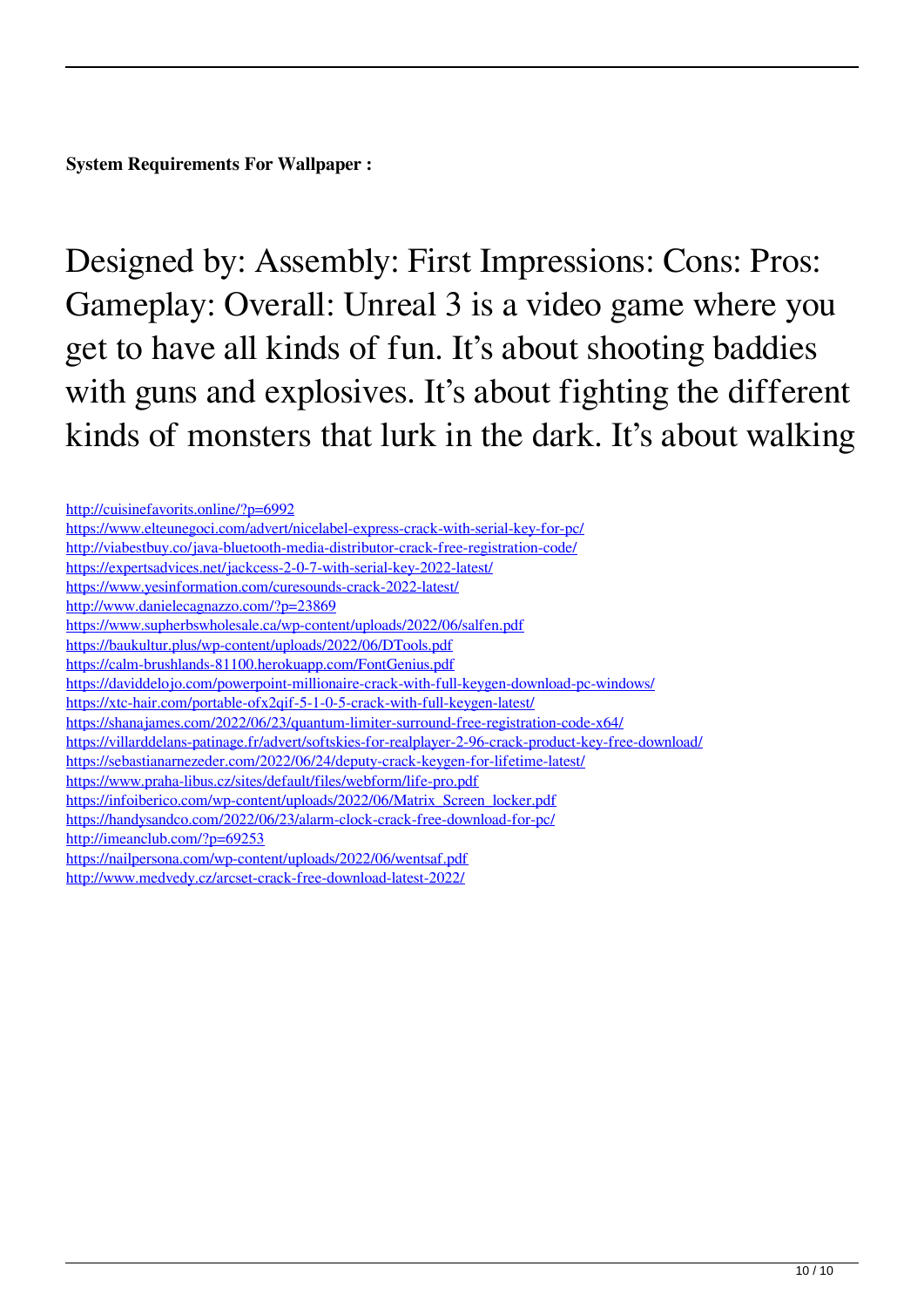**System Requirements For Wallpaper :**

Designed by: Assembly: First Impressions: Cons: Pros: Gameplay: Overall: Unreal 3 is a video game where you get to have all kinds of fun. It's about shooting baddies with guns and explosives. It's about fighting the different kinds of monsters that lurk in the dark. It's about walking

http://cuisinefavorits.online/?p=6992
https://www.elteunegoci.com/advert/nicelabel-express-crack-with-serial-key-for-pc/
http://viabestbuy.co/java-bluetooth-media-distributor-crack-free-registration-code/
https://expertsadvices.net/jackcess-2-0-7-with-serial-key-2022-latest/
https://www.yesinformation.com/curesounds-crack-2022-latest/
http://www.danielecagnazzo.com/?p=23869
https://www.supherbswholesale.ca/wp-content/uploads/2022/06/salfen.pdf
https://baukultur.plus/wp-content/uploads/2022/06/DTools.pdf
https://calm-brushlands-81100.herokuapp.com/FontGenius.pdf
https://daviddelojo.com/powerpoint-millionaire-crack-with-full-keygen-download-pc-windows/
https://xtc-hair.com/portable-ofx2qif-5-1-0-5-crack-with-full-keygen-latest/
https://shanajames.com/2022/06/23/quantum-limiter-surround-free-registration-code-x64/
https://villarddelans-patinage.fr/advert/softskies-for-realplayer-2-96-crack-product-key-free-download/
https://sebastianarnezeder.com/2022/06/24/deputy-crack-keygen-for-lifetime-latest/
https://www.praha-libus.cz/sites/default/files/webform/life-pro.pdf
https://infoiberico.com/wp-content/uploads/2022/06/Matrix_Screen_locker.pdf
https://handysandco.com/2022/06/23/alarm-clock-crack-free-download-for-pc/
http://imeanclub.com/?p=69253
https://nailpersona.com/wp-content/uploads/2022/06/wentsaf.pdf
http://www.medvedy.cz/arcset-crack-free-download-latest-2022/